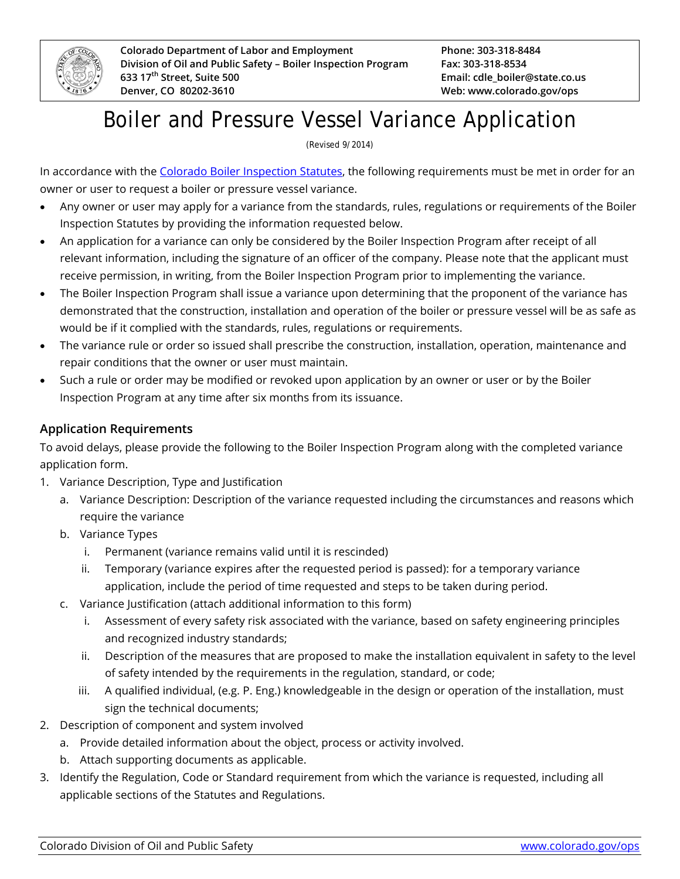Colorado Department of Labor and Employment
Division of Oil and Public Safety – Boiler Inspection Program
633 17th Street, Suite 500
Denver, CO 80202-3610

Phone: 303-318-8484
Fax: 303-318-8534
Email: cdle_boiler@state.co.us
Web: www.colorado.gov/ops

# Boiler and Pressure Vessel Variance Application

(Revised 9/2014)

In accordance with the Colorado Boiler Inspection Statutes, the following requirements must be met in order for an owner or user to request a boiler or pressure vessel variance.

- Any owner or user may apply for a variance from the standards, rules, regulations or requirements of the Boiler Inspection Statutes by providing the information requested below.
- An application for a variance can only be considered by the Boiler Inspection Program after receipt of all relevant information, including the signature of an officer of the company. Please note that the applicant must receive permission, in writing, from the Boiler Inspection Program prior to implementing the variance.
- The Boiler Inspection Program shall issue a variance upon determining that the proponent of the variance has demonstrated that the construction, installation and operation of the boiler or pressure vessel will be as safe as would be if it complied with the standards, rules, regulations or requirements.
- The variance rule or order so issued shall prescribe the construction, installation, operation, maintenance and repair conditions that the owner or user must maintain.
- Such a rule or order may be modified or revoked upon application by an owner or user or by the Boiler Inspection Program at any time after six months from its issuance.

## Application Requirements

To avoid delays, please provide the following to the Boiler Inspection Program along with the completed variance application form.

1. Variance Description, Type and Justification
   a. Variance Description: Description of the variance requested including the circumstances and reasons which require the variance
   b. Variance Types
      i. Permanent (variance remains valid until it is rescinded)
      ii. Temporary (variance expires after the requested period is passed): for a temporary variance application, include the period of time requested and steps to be taken during period.
   c. Variance Justification (attach additional information to this form)
      i. Assessment of every safety risk associated with the variance, based on safety engineering principles and recognized industry standards;
      ii. Description of the measures that are proposed to make the installation equivalent in safety to the level of safety intended by the requirements in the regulation, standard, or code;
      iii. A qualified individual, (e.g. P. Eng.) knowledgeable in the design or operation of the installation, must sign the technical documents;
2. Description of component and system involved
   a. Provide detailed information about the object, process or activity involved.
   b. Attach supporting documents as applicable.
3. Identify the Regulation, Code or Standard requirement from which the variance is requested, including all applicable sections of the Statutes and Regulations.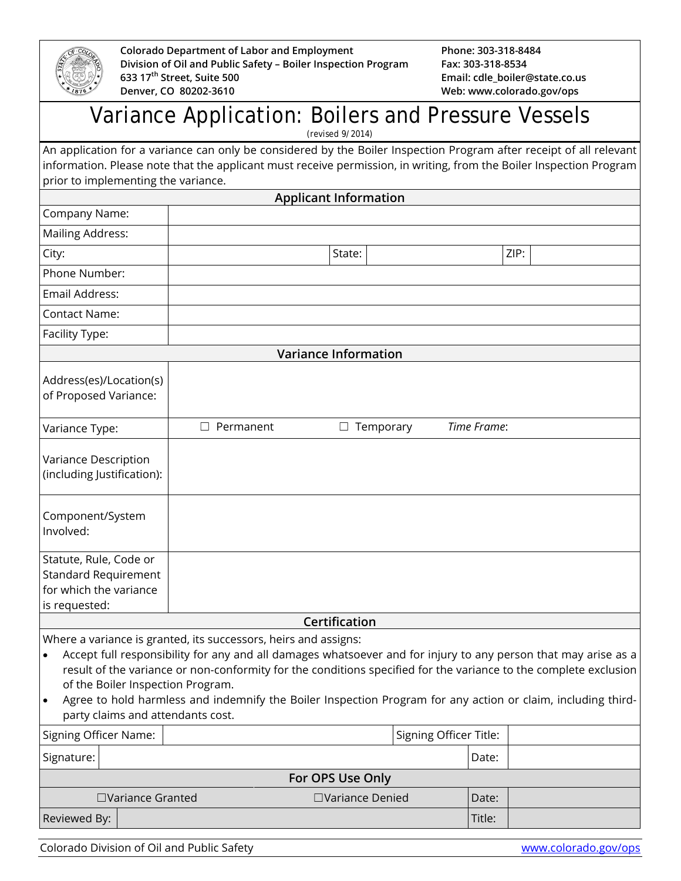Colorado Department of Labor and Employment
Division of Oil and Public Safety – Boiler Inspection Program
633 17th Street, Suite 500
Denver, CO 80202-3610

Phone: 303-318-8484
Fax: 303-318-8534
Email: cdle_boiler@state.co.us
Web: www.colorado.gov/ops

# Variance Application: Boilers and Pressure Vessels

(revised 9/2014)

An application for a variance can only be considered by the Boiler Inspection Program after receipt of all relevant information. Please note that the applicant must receive permission, in writing, from the Boiler Inspection Program prior to implementing the variance.

## Applicant Information

| | | | | | |
|---|---|---|---|---|---|
| Company Name: | | | | | |
| Mailing Address: | | | | | |
| City: | | State: | | ZIP: | |
| Phone Number: | | | | | |
| Email Address: | | | | | |
| Contact Name: | | | | | |
| Facility Type: | | | | | |

## Variance Information

| | |
|---|---|
| Address(es)/Location(s) of Proposed Variance: | |
| Variance Type: | ☐ Permanent ☐ Temporary *Time Frame*: |
| Variance Description (including Justification): | |
| Component/System Involved: | |
| Statute, Rule, Code or Standard Requirement for which the variance is requested: | |

## Certification

Where a variance is granted, its successors, heirs and assigns:

- Accept full responsibility for any and all damages whatsoever and for injury to any person that may arise as a result of the variance or non-conformity for the conditions specified for the variance to the complete exclusion of the Boiler Inspection Program.
- Agree to hold harmless and indemnify the Boiler Inspection Program for any action or claim, including third-party claims and attendants cost.

| | | | |
|---|---|---|---|
| Signing Officer Name: | | Signing Officer Title: | |
| Signature: | | Date: | |

## For OPS Use Only

| | | | |
|---|---|---|---|
| ☐Variance Granted | ☐Variance Denied | Date: | |
| Reviewed By: | | Title: | |

Colorado Division of Oil and Public Safety www.colorado.gov/ops